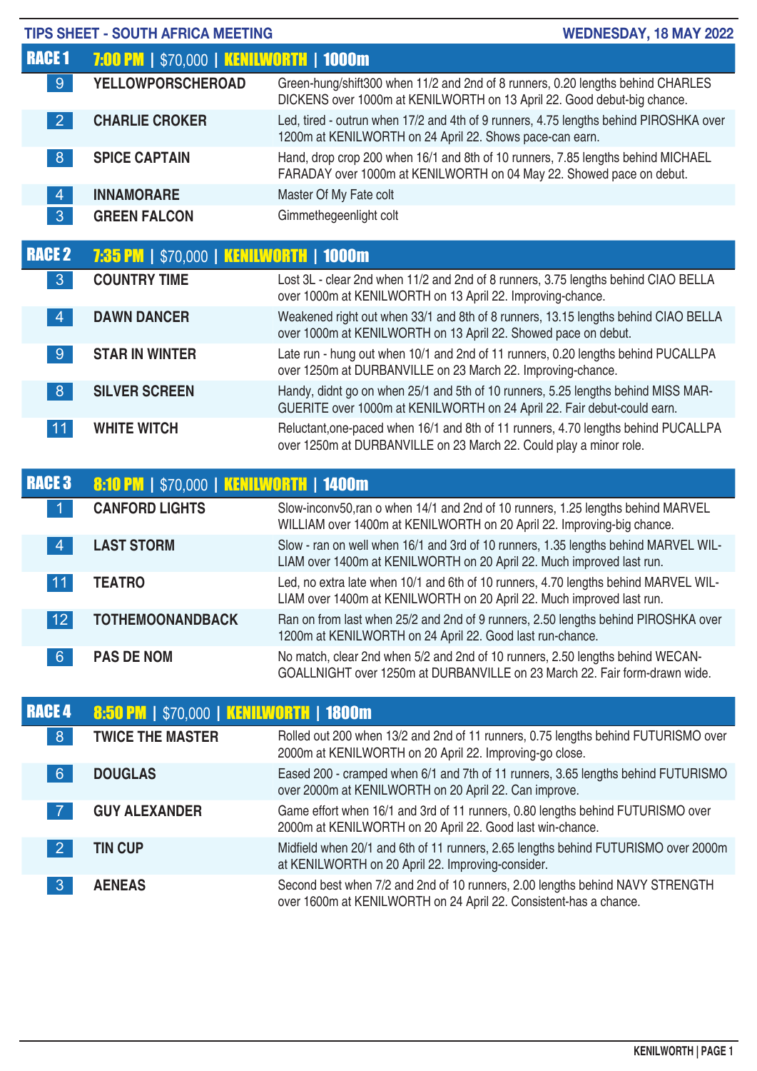**TIPS SHEET - SOUTH AFRICA MEETING** — **WEDNESDAY, 18 MAY 2022**

## RACE 1 | 7:00 PM | $70,000 | KENILWORTH | 1000m

| No. | Horse | Comment |
|---|---|---|
| 9 | **YELLOWPORSCHEROAD** | Green-hung/shift300 when 11/2 and 2nd of 8 runners, 0.20 lengths behind CHARLES DICKENS over 1000m at KENILWORTH on 13 April 22. Good debut-big chance. |
| 2 | **CHARLIE CROKER** | Led, tired - outrun when 17/2 and 4th of 9 runners, 4.75 lengths behind PIROSHKA over 1200m at KENILWORTH on 24 April 22. Shows pace-can earn. |
| 8 | **SPICE CAPTAIN** | Hand, drop crop 200 when 16/1 and 8th of 10 runners, 7.85 lengths behind MICHAEL FARADAY over 1000m at KENILWORTH on 04 May 22. Showed pace on debut. |
| 4 | **INNAMORARE** | Master Of My Fate colt |
| 3 | **GREEN FALCON** | Gimmethegeenlight colt |

## RACE 2 | 7:35 PM | $70,000 | KENILWORTH | 1000m

| No. | Horse | Comment |
|---|---|---|
| 3 | **COUNTRY TIME** | Lost 3L - clear 2nd when 11/2 and 2nd of 8 runners, 3.75 lengths behind CIAO BELLA over 1000m at KENILWORTH on 13 April 22. Improving-chance. |
| 4 | **DAWN DANCER** | Weakened right out when 33/1 and 8th of 8 runners, 13.15 lengths behind CIAO BELLA over 1000m at KENILWORTH on 13 April 22. Showed pace on debut. |
| 9 | **STAR IN WINTER** | Late run - hung out when 10/1 and 2nd of 11 runners, 0.20 lengths behind PUCALLPA over 1250m at DURBANVILLE on 23 March 22. Improving-chance. |
| 8 | **SILVER SCREEN** | Handy, didnt go on when 25/1 and 5th of 10 runners, 5.25 lengths behind MISS MARGUERITE over 1000m at KENILWORTH on 24 April 22. Fair debut-could earn. |
| 11 | **WHITE WITCH** | Reluctant,one-paced when 16/1 and 8th of 11 runners, 4.70 lengths behind PUCALLPA over 1250m at DURBANVILLE on 23 March 22. Could play a minor role. |

## RACE 3 | 8:10 PM | $70,000 | KENILWORTH | 1400m

| No. | Horse | Comment |
|---|---|---|
| 1 | **CANFORD LIGHTS** | Slow-inconv50,ran o when 14/1 and 2nd of 10 runners, 1.25 lengths behind MARVEL WILLIAM over 1400m at KENILWORTH on 20 April 22. Improving-big chance. |
| 4 | **LAST STORM** | Slow - ran on well when 16/1 and 3rd of 10 runners, 1.35 lengths behind MARVEL WILLIAM over 1400m at KENILWORTH on 20 April 22. Much improved last run. |
| 11 | **TEATRO** | Led, no extra late when 10/1 and 6th of 10 runners, 4.70 lengths behind MARVEL WILLIAM over 1400m at KENILWORTH on 20 April 22. Much improved last run. |
| 12 | **TOTHEMOONANDBACK** | Ran on from last when 25/2 and 2nd of 9 runners, 2.50 lengths behind PIROSHKA over 1200m at KENILWORTH on 24 April 22. Good last run-chance. |
| 6 | **PAS DE NOM** | No match, clear 2nd when 5/2 and 2nd of 10 runners, 2.50 lengths behind WECANGOALLNIGHT over 1250m at DURBANVILLE on 23 March 22. Fair form-drawn wide. |

## RACE 4 | 8:50 PM | $70,000 | KENILWORTH | 1800m

| No. | Horse | Comment |
|---|---|---|
| 8 | **TWICE THE MASTER** | Rolled out 200 when 13/2 and 2nd of 11 runners, 0.75 lengths behind FUTURISMO over 2000m at KENILWORTH on 20 April 22. Improving-go close. |
| 6 | **DOUGLAS** | Eased 200 - cramped when 6/1 and 7th of 11 runners, 3.65 lengths behind FUTURISMO over 2000m at KENILWORTH on 20 April 22. Can improve. |
| 7 | **GUY ALEXANDER** | Game effort when 16/1 and 3rd of 11 runners, 0.80 lengths behind FUTURISMO over 2000m at KENILWORTH on 20 April 22. Good last win-chance. |
| 2 | **TIN CUP** | Midfield when 20/1 and 6th of 11 runners, 2.65 lengths behind FUTURISMO over 2000m at KENILWORTH on 20 April 22. Improving-consider. |
| 3 | **AENEAS** | Second best when 7/2 and 2nd of 10 runners, 2.00 lengths behind NAVY STRENGTH over 1600m at KENILWORTH on 24 April 22. Consistent-has a chance. |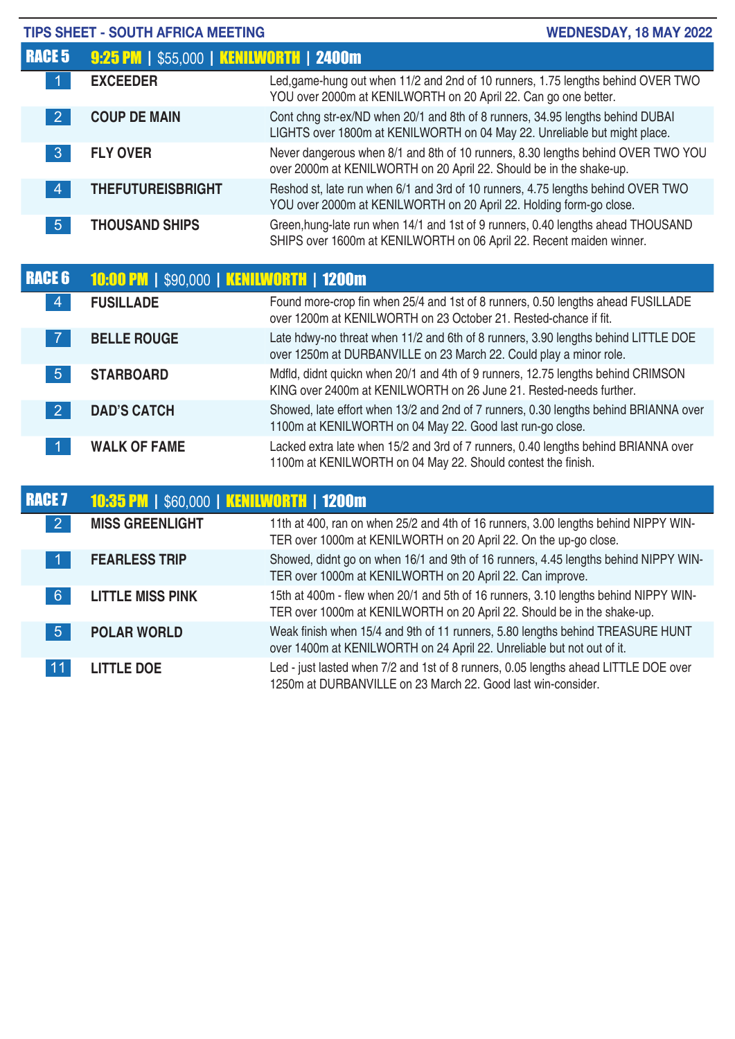**TIPS SHEET - SOUTH AFRICA MEETING** — **WEDNESDAY, 18 MAY 2022**

## RACE 5 | 9:25 PM | $55,000 | KENILWORTH | 2400m

| | | |
|---|---|---|
| 1 | **EXCEEDER** | Led,game-hung out when 11/2 and 2nd of 10 runners, 1.75 lengths behind OVER TWO YOU over 2000m at KENILWORTH on 20 April 22. Can go one better. |
| 2 | **COUP DE MAIN** | Cont chng str-ex/ND when 20/1 and 8th of 8 runners, 34.95 lengths behind DUBAI LIGHTS over 1800m at KENILWORTH on 04 May 22. Unreliable but might place. |
| 3 | **FLY OVER** | Never dangerous when 8/1 and 8th of 10 runners, 8.30 lengths behind OVER TWO YOU over 2000m at KENILWORTH on 20 April 22. Should be in the shake-up. |
| 4 | **THEFUTUREISBRIGHT** | Reshod st, late run when 6/1 and 3rd of 10 runners, 4.75 lengths behind OVER TWO YOU over 2000m at KENILWORTH on 20 April 22. Holding form-go close. |
| 5 | **THOUSAND SHIPS** | Green,hung-late run when 14/1 and 1st of 9 runners, 0.40 lengths ahead THOUSAND SHIPS over 1600m at KENILWORTH on 06 April 22. Recent maiden winner. |

## RACE 6 | 10:00 PM | $90,000 | KENILWORTH | 1200m

| | | |
|---|---|---|
| 4 | **FUSILLADE** | Found more-crop fin when 25/4 and 1st of 8 runners, 0.50 lengths ahead FUSILLADE over 1200m at KENILWORTH on 23 October 21. Rested-chance if fit. |
| 7 | **BELLE ROUGE** | Late hdwy-no threat when 11/2 and 6th of 8 runners, 3.90 lengths behind LITTLE DOE over 1250m at DURBANVILLE on 23 March 22. Could play a minor role. |
| 5 | **STARBOARD** | Mdfld, didnt quickn when 20/1 and 4th of 9 runners, 12.75 lengths behind CRIMSON KING over 2400m at KENILWORTH on 26 June 21. Rested-needs further. |
| 2 | **DAD'S CATCH** | Showed, late effort when 13/2 and 2nd of 7 runners, 0.30 lengths behind BRIANNA over 1100m at KENILWORTH on 04 May 22. Good last run-go close. |
| 1 | **WALK OF FAME** | Lacked extra late when 15/2 and 3rd of 7 runners, 0.40 lengths behind BRIANNA over 1100m at KENILWORTH on 04 May 22. Should contest the finish. |

## RACE 7 | 10:35 PM | $60,000 | KENILWORTH | 1200m

| | | |
|---|---|---|
| 2 | **MISS GREENLIGHT** | 11th at 400, ran on when 25/2 and 4th of 16 runners, 3.00 lengths behind NIPPY WINTER over 1000m at KENILWORTH on 20 April 22. On the up-go close. |
| 1 | **FEARLESS TRIP** | Showed, didnt go on when 16/1 and 9th of 16 runners, 4.45 lengths behind NIPPY WINTER over 1000m at KENILWORTH on 20 April 22. Can improve. |
| 6 | **LITTLE MISS PINK** | 15th at 400m - flew when 20/1 and 5th of 16 runners, 3.10 lengths behind NIPPY WINTER over 1000m at KENILWORTH on 20 April 22. Should be in the shake-up. |
| 5 | **POLAR WORLD** | Weak finish when 15/4 and 9th of 11 runners, 5.80 lengths behind TREASURE HUNT over 1400m at KENILWORTH on 24 April 22. Unreliable but not out of it. |
| 11 | **LITTLE DOE** | Led - just lasted when 7/2 and 1st of 8 runners, 0.05 lengths ahead LITTLE DOE over 1250m at DURBANVILLE on 23 March 22. Good last win-consider. |